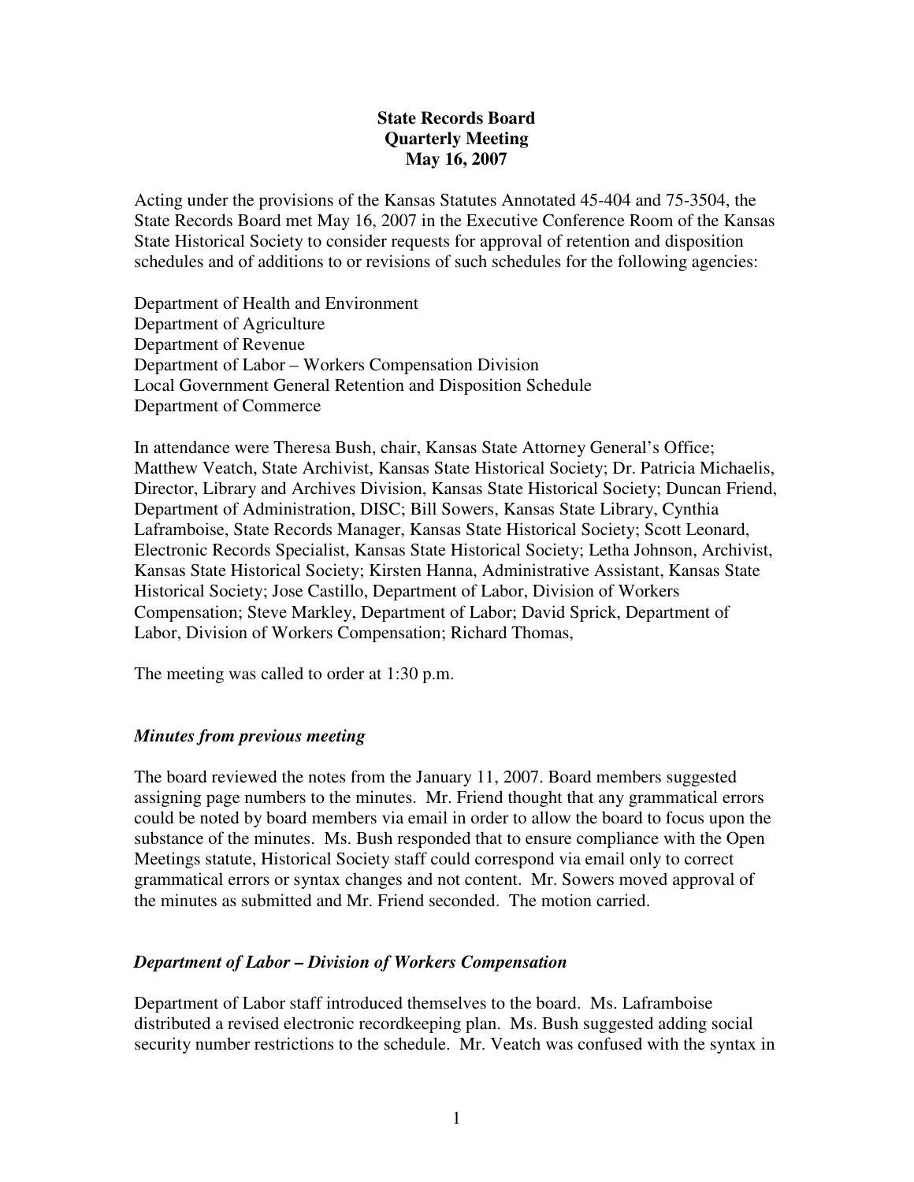**State Records Board**
**Quarterly Meeting**
**May 16, 2007**

Acting under the provisions of the Kansas Statutes Annotated 45-404 and 75-3504, the State Records Board met May 16, 2007 in the Executive Conference Room of the Kansas State Historical Society to consider requests for approval of retention and disposition schedules and of additions to or revisions of such schedules for the following agencies:

Department of Health and Environment
Department of Agriculture
Department of Revenue
Department of Labor – Workers Compensation Division
Local Government General Retention and Disposition Schedule
Department of Commerce

In attendance were Theresa Bush, chair, Kansas State Attorney General's Office; Matthew Veatch, State Archivist, Kansas State Historical Society; Dr. Patricia Michaelis, Director, Library and Archives Division, Kansas State Historical Society; Duncan Friend, Department of Administration, DISC; Bill Sowers, Kansas State Library, Cynthia Laframboise, State Records Manager, Kansas State Historical Society; Scott Leonard, Electronic Records Specialist, Kansas State Historical Society; Letha Johnson, Archivist, Kansas State Historical Society; Kirsten Hanna, Administrative Assistant, Kansas State Historical Society; Jose Castillo, Department of Labor, Division of Workers Compensation; Steve Markley, Department of Labor; David Sprick, Department of Labor, Division of Workers Compensation; Richard Thomas,

The meeting was called to order at 1:30 p.m.

### *Minutes from previous meeting*

The board reviewed the notes from the January 11, 2007. Board members suggested assigning page numbers to the minutes. Mr. Friend thought that any grammatical errors could be noted by board members via email in order to allow the board to focus upon the substance of the minutes. Ms. Bush responded that to ensure compliance with the Open Meetings statute, Historical Society staff could correspond via email only to correct grammatical errors or syntax changes and not content. Mr. Sowers moved approval of the minutes as submitted and Mr. Friend seconded. The motion carried.

### *Department of Labor – Division of Workers Compensation*

Department of Labor staff introduced themselves to the board. Ms. Laframboise distributed a revised electronic recordkeeping plan. Ms. Bush suggested adding social security number restrictions to the schedule. Mr. Veatch was confused with the syntax in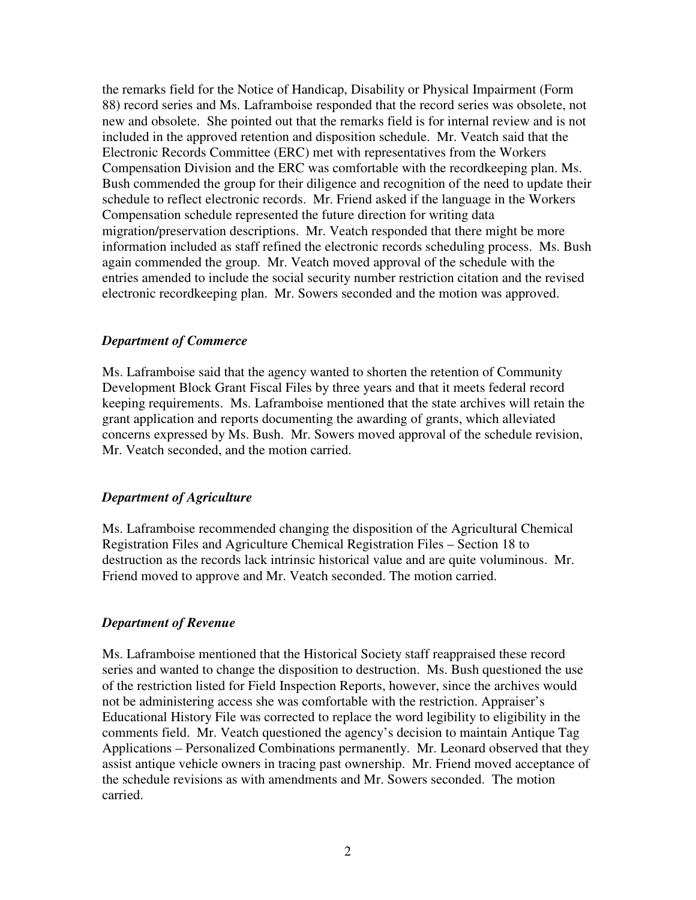the remarks field for the Notice of Handicap, Disability or Physical Impairment (Form 88) record series and Ms. Laframboise responded that the record series was obsolete, not new and obsolete. She pointed out that the remarks field is for internal review and is not included in the approved retention and disposition schedule. Mr. Veatch said that the Electronic Records Committee (ERC) met with representatives from the Workers Compensation Division and the ERC was comfortable with the recordkeeping plan. Ms. Bush commended the group for their diligence and recognition of the need to update their schedule to reflect electronic records. Mr. Friend asked if the language in the Workers Compensation schedule represented the future direction for writing data migration/preservation descriptions. Mr. Veatch responded that there might be more information included as staff refined the electronic records scheduling process. Ms. Bush again commended the group. Mr. Veatch moved approval of the schedule with the entries amended to include the social security number restriction citation and the revised electronic recordkeeping plan. Mr. Sowers seconded and the motion was approved.

### *Department of Commerce*

Ms. Laframboise said that the agency wanted to shorten the retention of Community Development Block Grant Fiscal Files by three years and that it meets federal record keeping requirements. Ms. Laframboise mentioned that the state archives will retain the grant application and reports documenting the awarding of grants, which alleviated concerns expressed by Ms. Bush. Mr. Sowers moved approval of the schedule revision, Mr. Veatch seconded, and the motion carried.

### *Department of Agriculture*

Ms. Laframboise recommended changing the disposition of the Agricultural Chemical Registration Files and Agriculture Chemical Registration Files – Section 18 to destruction as the records lack intrinsic historical value and are quite voluminous. Mr. Friend moved to approve and Mr. Veatch seconded. The motion carried.

### *Department of Revenue*

Ms. Laframboise mentioned that the Historical Society staff reappraised these record series and wanted to change the disposition to destruction. Ms. Bush questioned the use of the restriction listed for Field Inspection Reports, however, since the archives would not be administering access she was comfortable with the restriction. Appraiser's Educational History File was corrected to replace the word legibility to eligibility in the comments field. Mr. Veatch questioned the agency's decision to maintain Antique Tag Applications – Personalized Combinations permanently. Mr. Leonard observed that they assist antique vehicle owners in tracing past ownership. Mr. Friend moved acceptance of the schedule revisions as with amendments and Mr. Sowers seconded. The motion carried.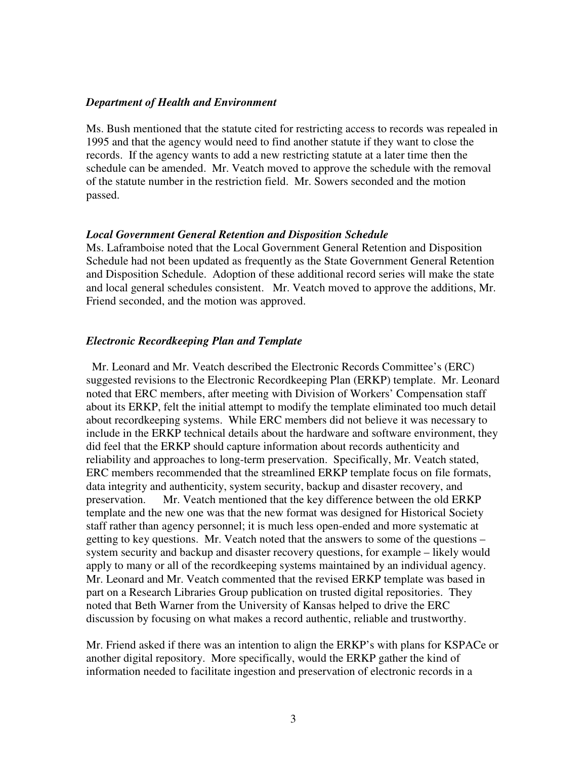### *Department of Health and Environment*

Ms. Bush mentioned that the statute cited for restricting access to records was repealed in 1995 and that the agency would need to find another statute if they want to close the records. If the agency wants to add a new restricting statute at a later time then the schedule can be amended. Mr. Veatch moved to approve the schedule with the removal of the statute number in the restriction field. Mr. Sowers seconded and the motion passed.

### *Local Government General Retention and Disposition Schedule*

Ms. Laframboise noted that the Local Government General Retention and Disposition Schedule had not been updated as frequently as the State Government General Retention and Disposition Schedule. Adoption of these additional record series will make the state and local general schedules consistent. Mr. Veatch moved to approve the additions, Mr. Friend seconded, and the motion was approved.

### *Electronic Recordkeeping Plan and Template*

Mr. Leonard and Mr. Veatch described the Electronic Records Committee's (ERC) suggested revisions to the Electronic Recordkeeping Plan (ERKP) template. Mr. Leonard noted that ERC members, after meeting with Division of Workers' Compensation staff about its ERKP, felt the initial attempt to modify the template eliminated too much detail about recordkeeping systems. While ERC members did not believe it was necessary to include in the ERKP technical details about the hardware and software environment, they did feel that the ERKP should capture information about records authenticity and reliability and approaches to long-term preservation. Specifically, Mr. Veatch stated, ERC members recommended that the streamlined ERKP template focus on file formats, data integrity and authenticity, system security, backup and disaster recovery, and preservation. Mr. Veatch mentioned that the key difference between the old ERKP template and the new one was that the new format was designed for Historical Society staff rather than agency personnel; it is much less open-ended and more systematic at getting to key questions. Mr. Veatch noted that the answers to some of the questions – system security and backup and disaster recovery questions, for example – likely would apply to many or all of the recordkeeping systems maintained by an individual agency. Mr. Leonard and Mr. Veatch commented that the revised ERKP template was based in part on a Research Libraries Group publication on trusted digital repositories. They noted that Beth Warner from the University of Kansas helped to drive the ERC discussion by focusing on what makes a record authentic, reliable and trustworthy.

Mr. Friend asked if there was an intention to align the ERKP's with plans for KSPACe or another digital repository. More specifically, would the ERKP gather the kind of information needed to facilitate ingestion and preservation of electronic records in a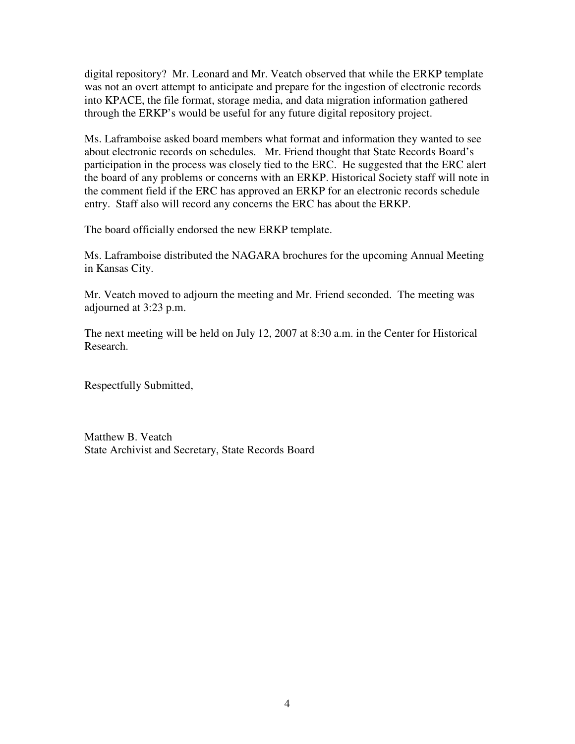digital repository? Mr. Leonard and Mr. Veatch observed that while the ERKP template was not an overt attempt to anticipate and prepare for the ingestion of electronic records into KPACE, the file format, storage media, and data migration information gathered through the ERKP's would be useful for any future digital repository project.

Ms. Laframboise asked board members what format and information they wanted to see about electronic records on schedules. Mr. Friend thought that State Records Board's participation in the process was closely tied to the ERC. He suggested that the ERC alert the board of any problems or concerns with an ERKP. Historical Society staff will note in the comment field if the ERC has approved an ERKP for an electronic records schedule entry. Staff also will record any concerns the ERC has about the ERKP.

The board officially endorsed the new ERKP template.

Ms. Laframboise distributed the NAGARA brochures for the upcoming Annual Meeting in Kansas City.

Mr. Veatch moved to adjourn the meeting and Mr. Friend seconded. The meeting was adjourned at 3:23 p.m.

The next meeting will be held on July 12, 2007 at 8:30 a.m. in the Center for Historical Research.

Respectfully Submitted,

Matthew B. Veatch
State Archivist and Secretary, State Records Board